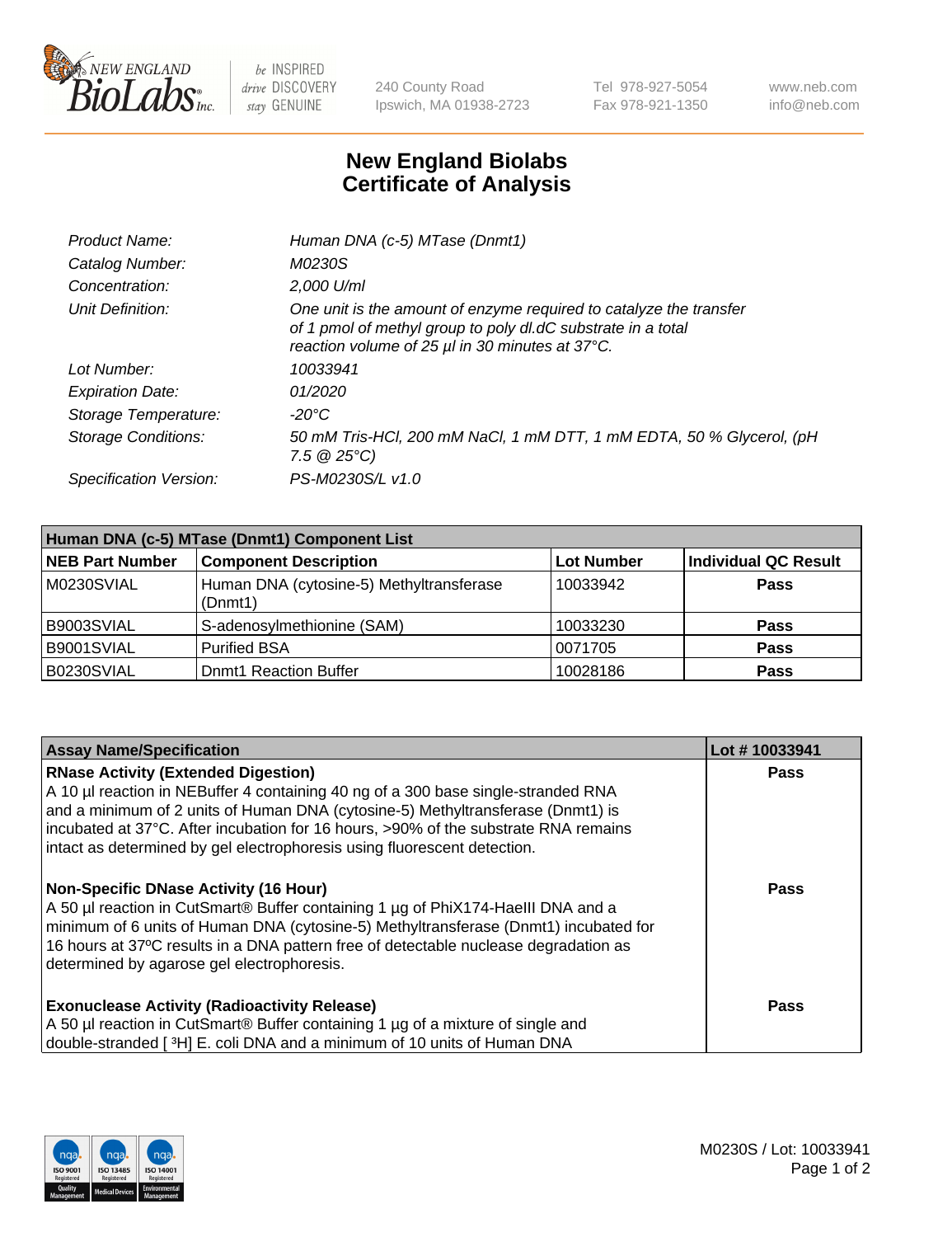New England BioLabs Inc. — be INSPIRED drive DISCOVERY stay GENUINE

240 County Road
Ipswich, MA 01938-2723

Tel 978-927-5054
Fax 978-921-1350

www.neb.com
info@neb.com

# New England Biolabs
# Certificate of Analysis

| | |
|---|---|
| *Product Name:* | *Human DNA (c-5) MTase (Dnmt1)* |
| *Catalog Number:* | *M0230S* |
| *Concentration:* | *2,000 U/ml* |
| *Unit Definition:* | *One unit is the amount of enzyme required to catalyze the transfer of 1 pmol of methyl group to poly dI.dC substrate in a total reaction volume of 25 µl in 30 minutes at 37°C.* |
| *Lot Number:* | *10033941* |
| *Expiration Date:* | *01/2020* |
| *Storage Temperature:* | *-20°C* |
| *Storage Conditions:* | *50 mM Tris-HCl, 200 mM NaCl, 1 mM DTT, 1 mM EDTA, 50 % Glycerol, (pH 7.5 @ 25°C)* |
| *Specification Version:* | *PS-M0230S/L v1.0* |

| Human DNA (c-5) MTase (Dnmt1) Component List | | | |
|---|---|---|---|
| **NEB Part Number** | **Component Description** | **Lot Number** | **Individual QC Result** |
| M0230SVIAL | Human DNA (cytosine-5) Methyltransferase (Dnmt1) | 10033942 | **Pass** |
| B9003SVIAL | S-adenosylmethionine (SAM) | 10033230 | **Pass** |
| B9001SVIAL | Purified BSA | 0071705 | **Pass** |
| B0230SVIAL | Dnmt1 Reaction Buffer | 10028186 | **Pass** |

| Assay Name/Specification | Lot # 10033941 |
|---|---|
| **RNase Activity (Extended Digestion)**<br>A 10 µl reaction in NEBuffer 4 containing 40 ng of a 300 base single-stranded RNA and a minimum of 2 units of Human DNA (cytosine-5) Methyltransferase (Dnmt1) is incubated at 37°C. After incubation for 16 hours, >90% of the substrate RNA remains intact as determined by gel electrophoresis using fluorescent detection. | **Pass** |
| **Non-Specific DNase Activity (16 Hour)**<br>A 50 µl reaction in CutSmart® Buffer containing 1 µg of PhiX174-HaeIII DNA and a minimum of 6 units of Human DNA (cytosine-5) Methyltransferase (Dnmt1) incubated for 16 hours at 37ºC results in a DNA pattern free of detectable nuclease degradation as determined by agarose gel electrophoresis. | **Pass** |
| **Exonuclease Activity (Radioactivity Release)**<br>A 50 µl reaction in CutSmart® Buffer containing 1 µg of a mixture of single and double-stranded [ $^3$H] E. coli DNA and a minimum of 10 units of Human DNA | **Pass** |

M0230S / Lot: 10033941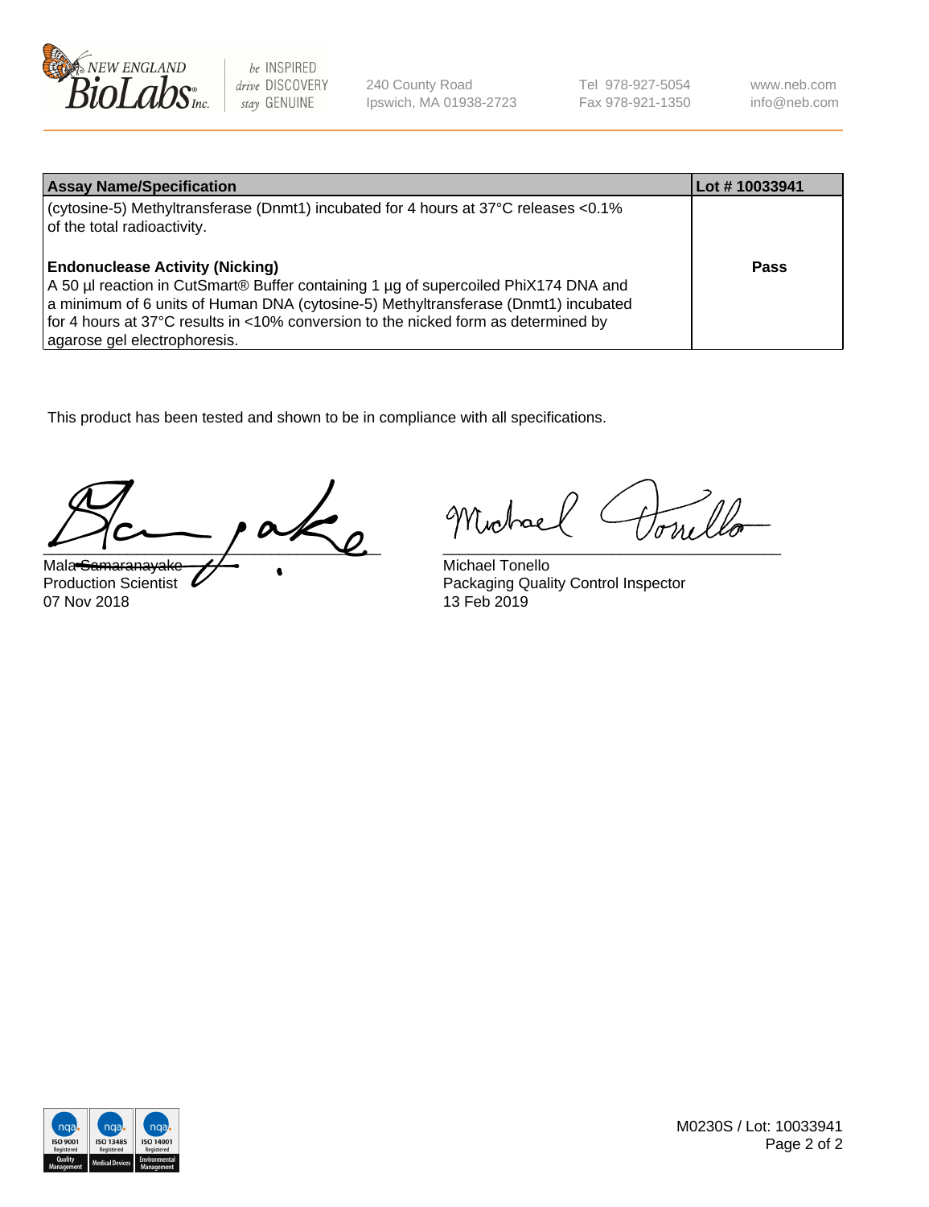| Assay Name/Specification | Lot # 10033941 |
|---|---|
| (cytosine-5) Methyltransferase (Dnmt1) incubated for 4 hours at 37°C releases <0.1% of the total radioactivity. | |
| **Endonuclease Activity (Nicking)** A 50 µl reaction in CutSmart® Buffer containing 1 µg of supercoiled PhiX174 DNA and a minimum of 6 units of Human DNA (cytosine-5) Methyltransferase (Dnmt1) incubated for 4 hours at 37°C results in <10% conversion to the nicked form as determined by agarose gel electrophoresis. | **Pass** |

This product has been tested and shown to be in compliance with all specifications.

Mala Samaranayake
Production Scientist
07 Nov 2018

Michael Tonello
Packaging Quality Control Inspector
13 Feb 2019

M0230S / Lot: 10033941